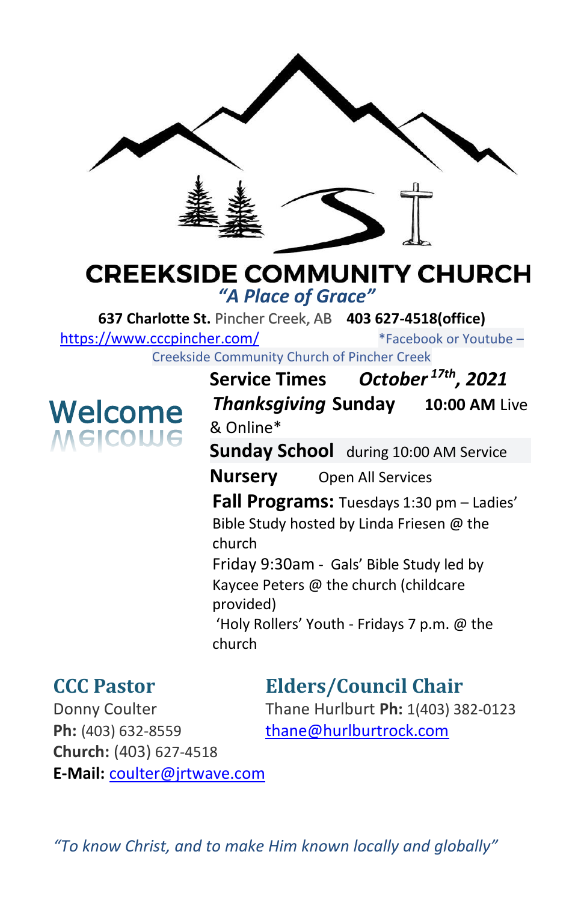# CREEKSIDE COMMUNITY CHURCH

*"A Place of Grace"*

**637 Charlotte St.** Pincher Creek, AB **403 627-4518(office)**

https://www.cccpincher.com/ *Facebook or Youtube – Creekside Community Church of Pincher Creek

## Welcome

**Service Times** ***October 17th, 2021***

***Thanksgiving* Sunday** **10:00 AM** Live & Online*

**Sunday School** during 10:00 AM Service

**Nursery** Open All Services

**Fall Programs:** Tuesdays 1:30 pm – Ladies' Bible Study hosted by Linda Friesen @ the church

Friday 9:30am - Gals' Bible Study led by Kaycee Peters @ the church (childcare provided)

'Holy Rollers' Youth - Fridays 7 p.m. @ the church

### CCC Pastor

Donny Coulter
**Ph:** (403) 632-8559
**Church:** (403) 627-4518
**E-Mail:** coulter@jrtwave.com

### Elders/Council Chair

Thane Hurlburt **Ph:** 1(403) 382-0123
thane@hurlburtrock.com

*"To know Christ, and to make Him known locally and globally"*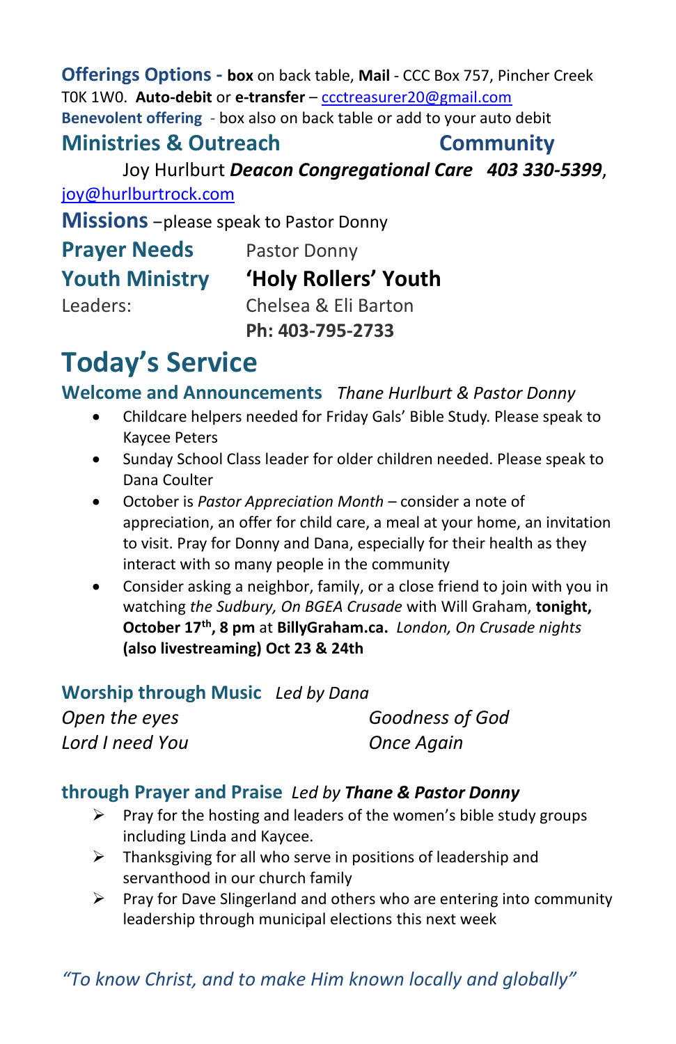**Offerings Options -** **box** on back table, **Mail** - CCC Box 757, Pincher Creek T0K 1W0. **Auto-debit** or **e-transfer** – ccctreasurer20@gmail.com

**Benevolent offering** - box also on back table or add to your auto debit

## Ministries & Outreach Community

Joy Hurlburt ***Deacon Congregational Care*** ***403 330-5399***, joy@hurlburtrock.com

**Missions** –please speak to Pastor Donny

**Prayer Needs** Pastor Donny

**Youth Ministry** **'Holy Rollers' Youth**

Leaders: Chelsea & Eli Barton

**Ph: 403-795-2733**

# Today's Service

### Welcome and Announcements *Thane Hurlburt & Pastor Donny*

- Childcare helpers needed for Friday Gals' Bible Study. Please speak to Kaycee Peters
- Sunday School Class leader for older children needed. Please speak to Dana Coulter
- October is *Pastor Appreciation Month* – consider a note of appreciation, an offer for child care, a meal at your home, an invitation to visit. Pray for Donny and Dana, especially for their health as they interact with so many people in the community
- Consider asking a neighbor, family, or a close friend to join with you in watching *the Sudbury, On BGEA Crusade* with Will Graham, **tonight, October 17th, 8 pm** at **BillyGraham.ca.** *London, On Crusade nights* **(also livestreaming) Oct 23 & 24th**

### Worship through Music *Led by Dana*

*Open the eyes*
*Lord I need You*
*Goodness of God*
*Once Again*

### through Prayer and Praise *Led by* ***Thane & Pastor Donny***

- Pray for the hosting and leaders of the women's bible study groups including Linda and Kaycee.
- Thanksgiving for all who serve in positions of leadership and servanthood in our church family
- Pray for Dave Slingerland and others who are entering into community leadership through municipal elections this next week

*"To know Christ, and to make Him known locally and globally"*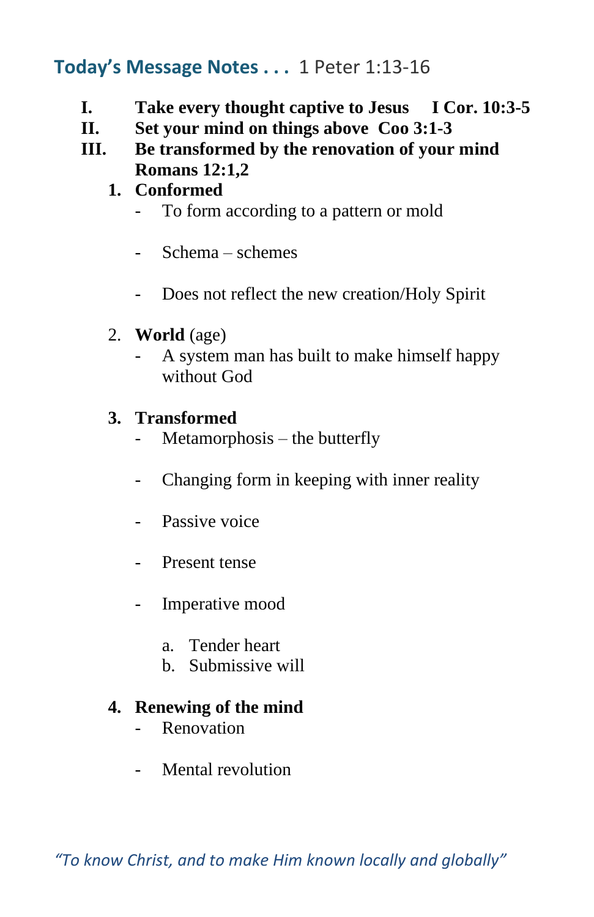## Today's Message Notes . . . 1 Peter 1:13-16

**I. Take every thought captive to Jesus     I Cor. 10:3-5**

**II. Set your mind on things above  Coo 3:1-3**

**III. Be transformed by the renovation of your mind Romans 12:1,2**

1. **Conformed**
   - To form according to a pattern or mold
   - Schema – schemes
   - Does not reflect the new creation/Holy Spirit

2. **World** (age)
   - A system man has built to make himself happy without God

3. **Transformed**
   - Metamorphosis – the butterfly
   - Changing form in keeping with inner reality
   - Passive voice
   - Present tense
   - Imperative mood

     a. Tender heart
     b. Submissive will

4. **Renewing of the mind**
   - Renovation
   - Mental revolution

*"To know Christ, and to make Him known locally and globally"*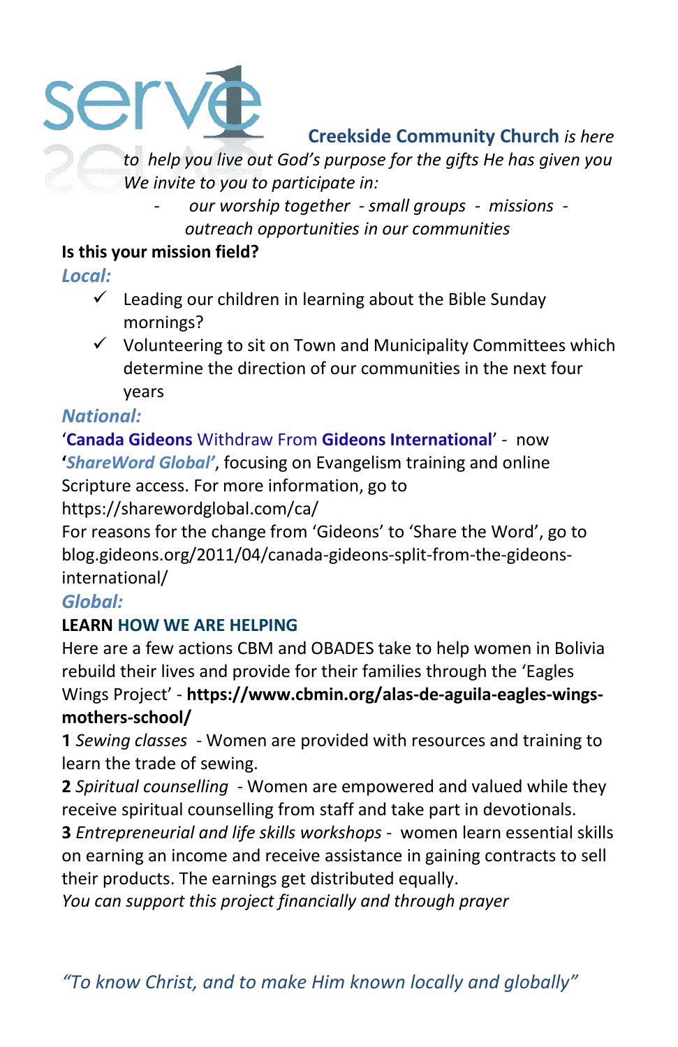serve 2GIVE

**Creekside Community Church** *is here to help you live out God's purpose for the gifts He has given you We invite to you to participate in:*

- *our worship together - small groups - missions - outreach opportunities in our communities*

**Is this your mission field?**

***Local:***

- ✓ Leading our children in learning about the Bible Sunday mornings?
- ✓ Volunteering to sit on Town and Municipality Committees which determine the direction of our communities in the next four years

***National:***

'**Canada Gideons** Withdraw From **Gideons International**' - now '***ShareWord Global'***, focusing on Evangelism training and online Scripture access. For more information, go to https://sharewordglobal.com/ca/

For reasons for the change from 'Gideons' to 'Share the Word', go to blog.gideons.org/2011/04/canada-gideons-split-from-the-gideons-international/

***Global:***

**LEARN HOW WE ARE HELPING**

Here are a few actions CBM and OBADES take to help women in Bolivia rebuild their lives and provide for their families through the 'Eagles Wings Project' - **https://www.cbmin.org/alas-de-aguila-eagles-wings-mothers-school/**

**1** *Sewing classes* - Women are provided with resources and training to learn the trade of sewing.

**2** *Spiritual counselling* - Women are empowered and valued while they receive spiritual counselling from staff and take part in devotionals.

**3** *Entrepreneurial and life skills workshops* - women learn essential skills on earning an income and receive assistance in gaining contracts to sell their products. The earnings get distributed equally.

*You can support this project financially and through prayer*

*"To know Christ, and to make Him known locally and globally"*